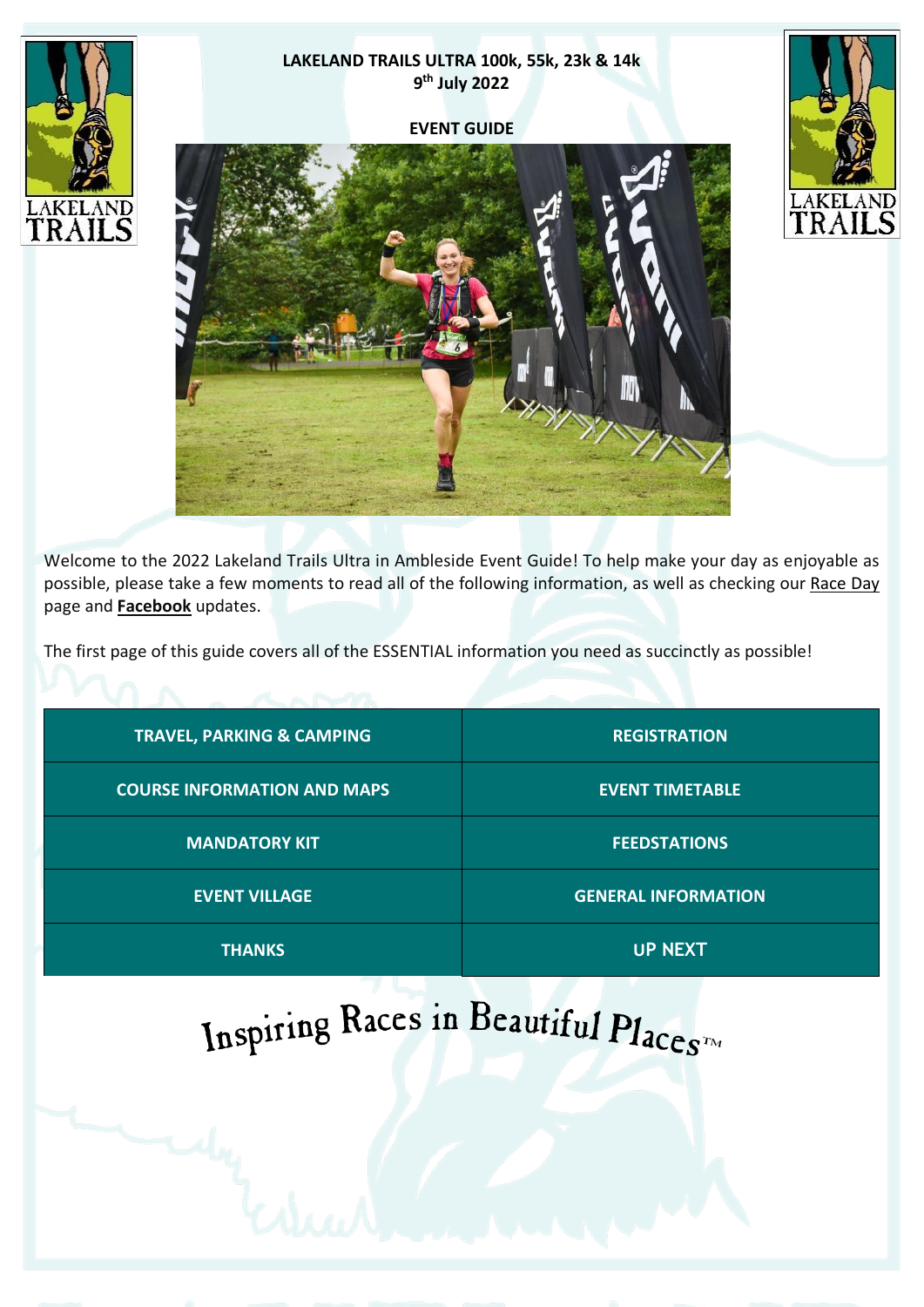# LAKELAND TRAILS ULTRA 100k, 55k, 23k & 14k

**9th July 2022**

**EVENT GUIDE**

Welcome to the 2022 Lakeland Trails Ultra in Ambleside Event Guide! To help make your day as enjoyable as possible, please take a few moments to read all of the following information, as well as checking our Race Day page and **Facebook** updates.

The first page of this guide covers all of the ESSENTIAL information you need as succinctly as possible!

| | |
|---|---|
| **TRAVEL, PARKING & CAMPING** | **REGISTRATION** |
| **COURSE INFORMATION AND MAPS** | **EVENT TIMETABLE** |
| **MANDATORY KIT** | **FEEDSTATIONS** |
| **EVENT VILLAGE** | **GENERAL INFORMATION** |
| **THANKS** | **UP NEXT** |

Inspiring Races in Beautiful Places™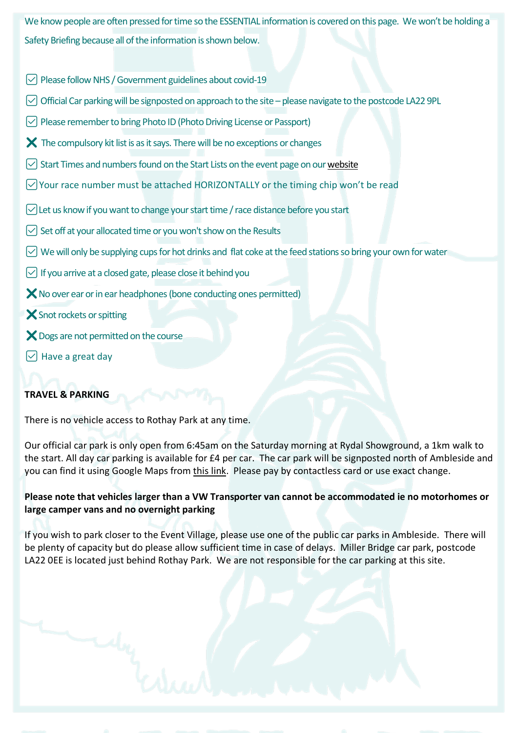We know people are often pressed for time so the ESSENTIAL information is covered on this page. We won't be holding a Safety Briefing because all of the information is shown below.

- ☑ Please follow NHS / Government guidelines about covid-19
- ☑ Official Car parking will be signposted on approach to the site – please navigate to the postcode LA22 9PL
- ☑ Please remember to bring Photo ID (Photo Driving License or Passport)
- ✗ The compulsory kit list is as it says. There will be no exceptions or changes
- ☑ Start Times and numbers found on the Start Lists on the event page on our website
- ☑ Your race number must be attached HORIZONTALLY or the timing chip won't be read
- ☑ Let us know if you want to change your start time / race distance before you start
- ☑ Set off at your allocated time or you won't show on the Results
- ☑ We will only be supplying cups for hot drinks and flat coke at the feed stations so bring your own for water
- ☑ If you arrive at a closed gate, please close it behind you
- ✗ No over ear or in ear headphones (bone conducting ones permitted)
- ✗ Snot rockets or spitting
- ✗ Dogs are not permitted on the course
- ☑ Have a great day

**TRAVEL & PARKING**

There is no vehicle access to Rothay Park at any time.

Our official car park is only open from 6:45am on the Saturday morning at Rydal Showground, a 1km walk to the start. All day car parking is available for £4 per car. The car park will be signposted north of Ambleside and you can find it using Google Maps from this link. Please pay by contactless card or use exact change.

**Please note that vehicles larger than a VW Transporter van cannot be accommodated ie no motorhomes or large camper vans and no overnight parking**

If you wish to park closer to the Event Village, please use one of the public car parks in Ambleside. There will be plenty of capacity but do please allow sufficient time in case of delays. Miller Bridge car park, postcode LA22 0EE is located just behind Rothay Park. We are not responsible for the car parking at this site.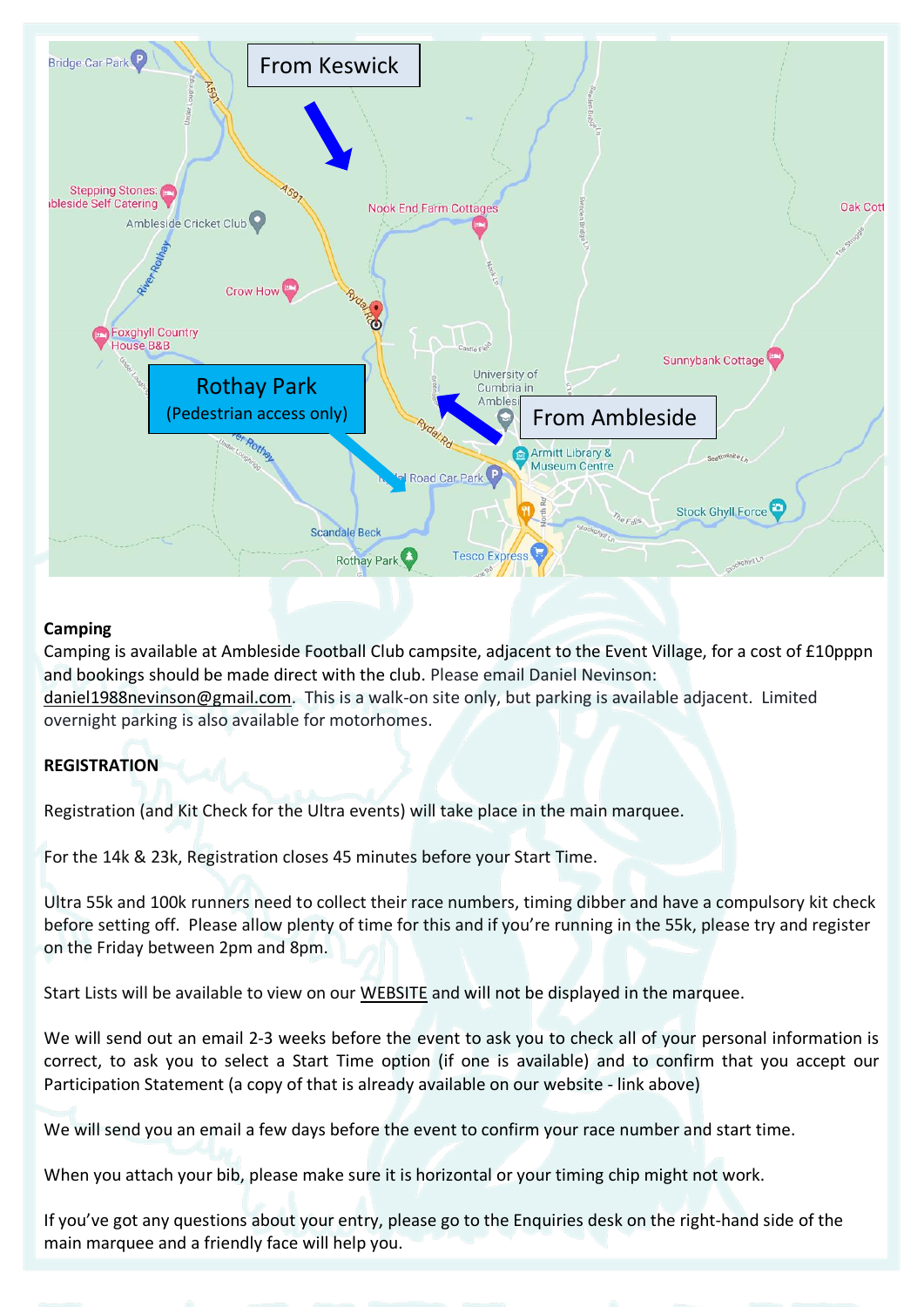From Keswick

Rothay Park
(Pedestrian access only)

From Ambleside

**Camping**

Camping is available at Ambleside Football Club campsite, adjacent to the Event Village, for a cost of £10pppn and bookings should be made direct with the club. Please email Daniel Nevinson: daniel1988nevinson@gmail.com. This is a walk-on site only, but parking is available adjacent. Limited overnight parking is also available for motorhomes.

**REGISTRATION**

Registration (and Kit Check for the Ultra events) will take place in the main marquee.

For the 14k & 23k, Registration closes 45 minutes before your Start Time.

Ultra 55k and 100k runners need to collect their race numbers, timing dibber and have a compulsory kit check before setting off. Please allow plenty of time for this and if you're running in the 55k, please try and register on the Friday between 2pm and 8pm.

Start Lists will be available to view on our WEBSITE and will not be displayed in the marquee.

We will send out an email 2-3 weeks before the event to ask you to check all of your personal information is correct, to ask you to select a Start Time option (if one is available) and to confirm that you accept our Participation Statement (a copy of that is already available on our website - link above)

We will send you an email a few days before the event to confirm your race number and start time.

When you attach your bib, please make sure it is horizontal or your timing chip might not work.

If you've got any questions about your entry, please go to the Enquiries desk on the right-hand side of the main marquee and a friendly face will help you.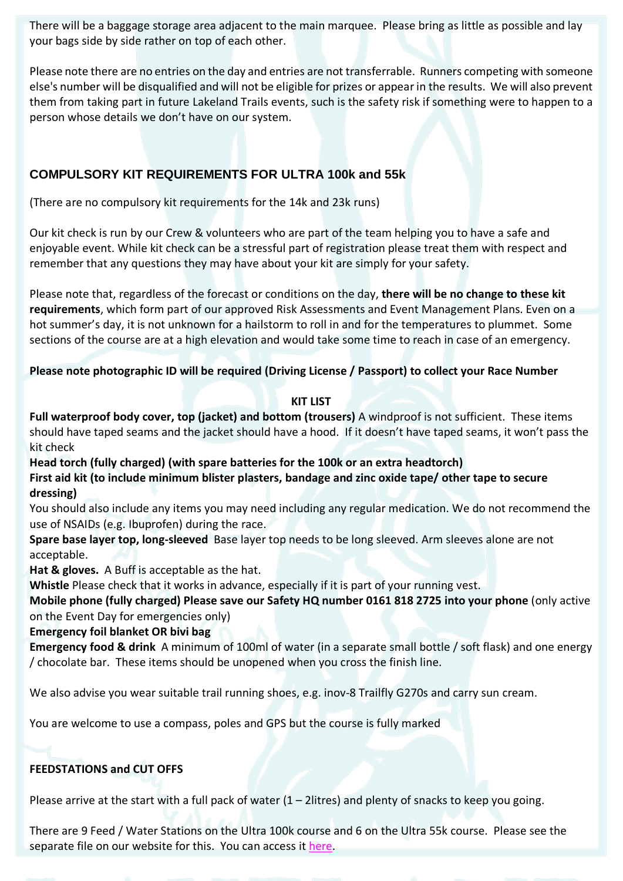There will be a baggage storage area adjacent to the main marquee. Please bring as little as possible and lay your bags side by side rather on top of each other.

Please note there are no entries on the day and entries are not transferrable. Runners competing with someone else's number will be disqualified and will not be eligible for prizes or appear in the results. We will also prevent them from taking part in future Lakeland Trails events, such is the safety risk if something were to happen to a person whose details we don't have on our system.

## COMPULSORY KIT REQUIREMENTS FOR ULTRA 100k and 55k

(There are no compulsory kit requirements for the 14k and 23k runs)

Our kit check is run by our Crew & volunteers who are part of the team helping you to have a safe and enjoyable event. While kit check can be a stressful part of registration please treat them with respect and remember that any questions they may have about your kit are simply for your safety.

Please note that, regardless of the forecast or conditions on the day, **there will be no change to these kit requirements**, which form part of our approved Risk Assessments and Event Management Plans. Even on a hot summer's day, it is not unknown for a hailstorm to roll in and for the temperatures to plummet. Some sections of the course are at a high elevation and would take some time to reach in case of an emergency.

**Please note photographic ID will be required (Driving License / Passport) to collect your Race Number**

**KIT LIST**

**Full waterproof body cover, top (jacket) and bottom (trousers)** A windproof is not sufficient. These items should have taped seams and the jacket should have a hood. If it doesn't have taped seams, it won't pass the kit check

**Head torch (fully charged) (with spare batteries for the 100k or an extra headtorch)**

**First aid kit (to include minimum blister plasters, bandage and zinc oxide tape/ other tape to secure dressing)**

You should also include any items you may need including any regular medication. We do not recommend the use of NSAIDs (e.g. Ibuprofen) during the race.

**Spare base layer top, long-sleeved** Base layer top needs to be long sleeved. Arm sleeves alone are not acceptable.

**Hat & gloves.** A Buff is acceptable as the hat.

**Whistle** Please check that it works in advance, especially if it is part of your running vest.

**Mobile phone (fully charged) Please save our Safety HQ number 0161 818 2725 into your phone** (only active on the Event Day for emergencies only)

**Emergency foil blanket OR bivi bag**

**Emergency food & drink** A minimum of 100ml of water (in a separate small bottle / soft flask) and one energy / chocolate bar. These items should be unopened when you cross the finish line.

We also advise you wear suitable trail running shoes, e.g. inov-8 Trailfly G270s and carry sun cream.

You are welcome to use a compass, poles and GPS but the course is fully marked

**FEEDSTATIONS and CUT OFFS**

Please arrive at the start with a full pack of water (1 – 2litres) and plenty of snacks to keep you going.

There are 9 Feed / Water Stations on the Ultra 100k course and 6 on the Ultra 55k course. Please see the separate file on our website for this. You can access it here.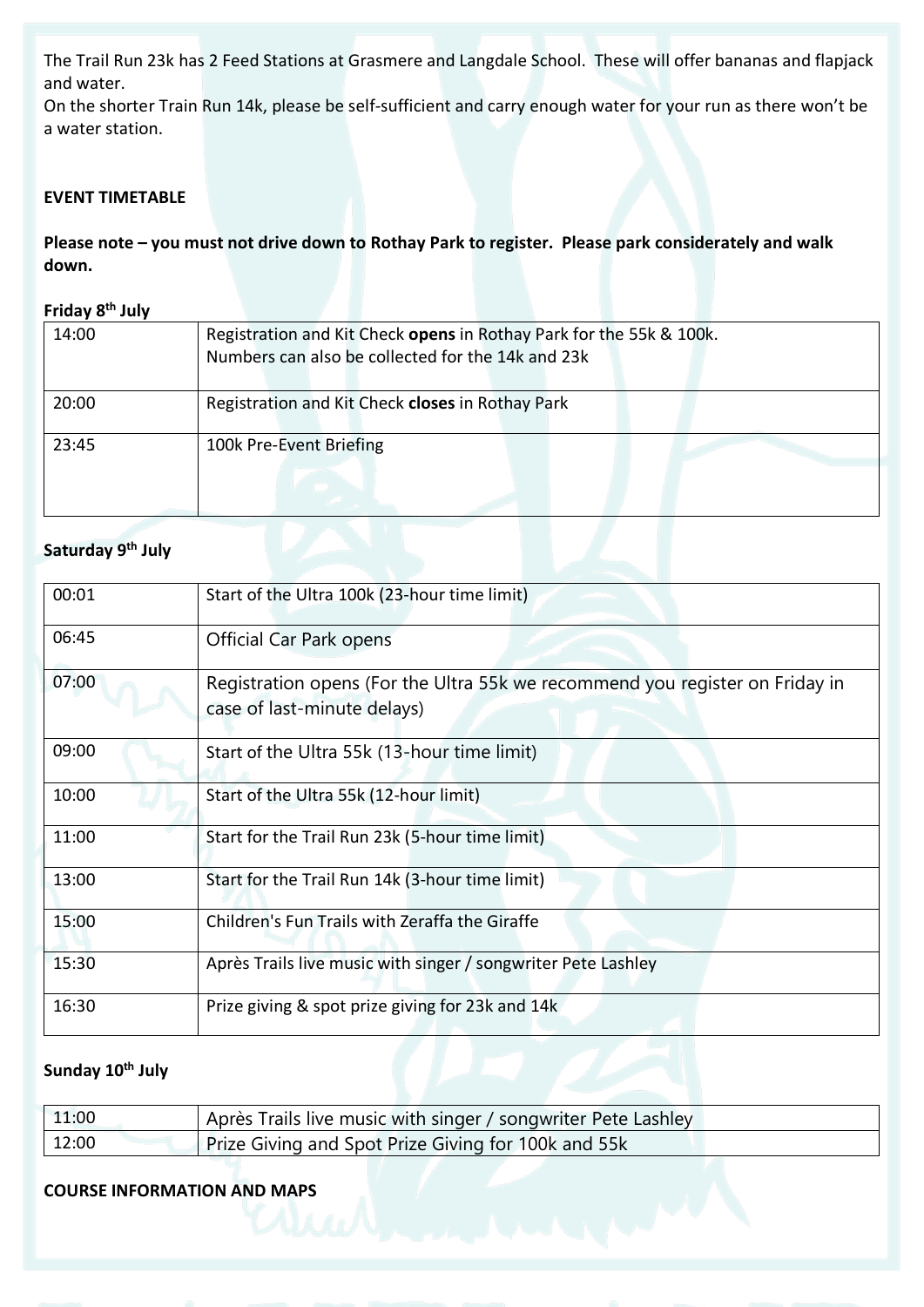The Trail Run 23k has 2 Feed Stations at Grasmere and Langdale School. These will offer bananas and flapjack and water.
On the shorter Train Run 14k, please be self-sufficient and carry enough water for your run as there won't be a water station.

**EVENT TIMETABLE**

**Please note – you must not drive down to Rothay Park to register. Please park considerately and walk down.**

**Friday 8th July**

| | |
|---|---|
| 14:00 | Registration and Kit Check **opens** in Rothay Park for the 55k & 100k.<br>Numbers can also be collected for the 14k and 23k |
| 20:00 | Registration and Kit Check **closes** in Rothay Park |
| 23:45 | 100k Pre-Event Briefing |

**Saturday 9th July**

| | |
|---|---|
| 00:01 | Start of the Ultra 100k (23-hour time limit) |
| 06:45 | Official Car Park opens |
| 07:00 | Registration opens (For the Ultra 55k we recommend you register on Friday in case of last-minute delays) |
| 09:00 | Start of the Ultra 55k (13-hour time limit) |
| 10:00 | Start of the Ultra 55k (12-hour limit) |
| 11:00 | Start for the Trail Run 23k (5-hour time limit) |
| 13:00 | Start for the Trail Run 14k (3-hour time limit) |
| 15:00 | Children's Fun Trails with Zeraffa the Giraffe |
| 15:30 | Après Trails live music with singer / songwriter Pete Lashley |
| 16:30 | Prize giving & spot prize giving for 23k and 14k |

**Sunday 10th July**

| | |
|---|---|
| 11:00 | Après Trails live music with singer / songwriter Pete Lashley |
| 12:00 | Prize Giving and Spot Prize Giving for 100k and 55k |

**COURSE INFORMATION AND MAPS**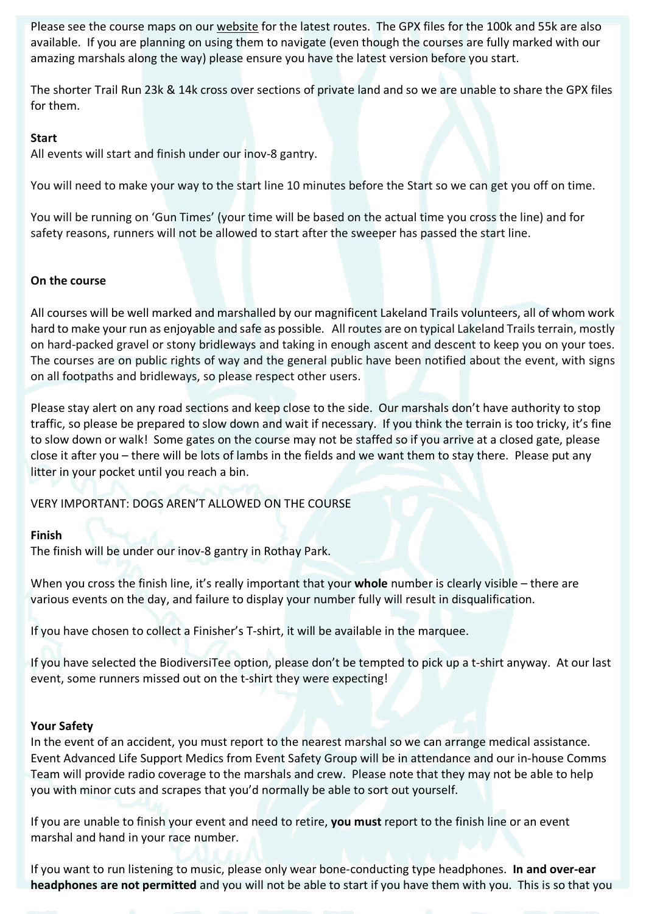Please see the course maps on our website for the latest routes. The GPX files for the 100k and 55k are also available. If you are planning on using them to navigate (even though the courses are fully marked with our amazing marshals along the way) please ensure you have the latest version before you start.

The shorter Trail Run 23k & 14k cross over sections of private land and so we are unable to share the GPX files for them.

**Start**

All events will start and finish under our inov-8 gantry.

You will need to make your way to the start line 10 minutes before the Start so we can get you off on time.

You will be running on 'Gun Times' (your time will be based on the actual time you cross the line) and for safety reasons, runners will not be allowed to start after the sweeper has passed the start line.

**On the course**

All courses will be well marked and marshalled by our magnificent Lakeland Trails volunteers, all of whom work hard to make your run as enjoyable and safe as possible. All routes are on typical Lakeland Trails terrain, mostly on hard-packed gravel or stony bridleways and taking in enough ascent and descent to keep you on your toes. The courses are on public rights of way and the general public have been notified about the event, with signs on all footpaths and bridleways, so please respect other users.

Please stay alert on any road sections and keep close to the side. Our marshals don't have authority to stop traffic, so please be prepared to slow down and wait if necessary. If you think the terrain is too tricky, it's fine to slow down or walk! Some gates on the course may not be staffed so if you arrive at a closed gate, please close it after you – there will be lots of lambs in the fields and we want them to stay there. Please put any litter in your pocket until you reach a bin.

VERY IMPORTANT: DOGS AREN'T ALLOWED ON THE COURSE

**Finish**

The finish will be under our inov-8 gantry in Rothay Park.

When you cross the finish line, it's really important that your **whole** number is clearly visible – there are various events on the day, and failure to display your number fully will result in disqualification.

If you have chosen to collect a Finisher's T-shirt, it will be available in the marquee.

If you have selected the BiodiversiTee option, please don't be tempted to pick up a t-shirt anyway. At our last event, some runners missed out on the t-shirt they were expecting!

**Your Safety**

In the event of an accident, you must report to the nearest marshal so we can arrange medical assistance. Event Advanced Life Support Medics from Event Safety Group will be in attendance and our in-house Comms Team will provide radio coverage to the marshals and crew. Please note that they may not be able to help you with minor cuts and scrapes that you'd normally be able to sort out yourself.

If you are unable to finish your event and need to retire, **you must** report to the finish line or an event marshal and hand in your race number.

If you want to run listening to music, please only wear bone-conducting type headphones. **In and over-ear headphones are not permitted** and you will not be able to start if you have them with you. This is so that you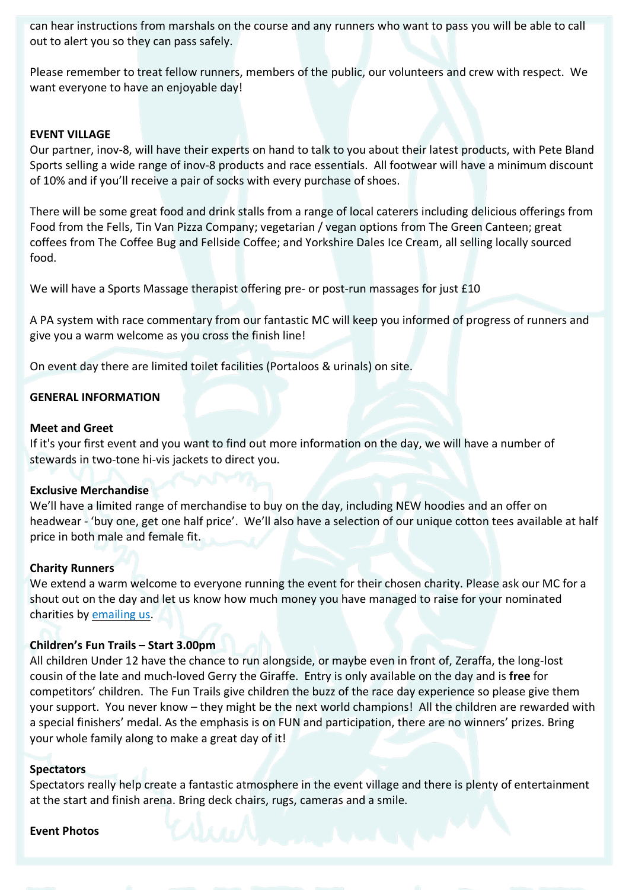can hear instructions from marshals on the course and any runners who want to pass you will be able to call out to alert you so they can pass safely.

Please remember to treat fellow runners, members of the public, our volunteers and crew with respect. We want everyone to have an enjoyable day!

**EVENT VILLAGE**

Our partner, inov-8, will have their experts on hand to talk to you about their latest products, with Pete Bland Sports selling a wide range of inov-8 products and race essentials. All footwear will have a minimum discount of 10% and if you'll receive a pair of socks with every purchase of shoes.

There will be some great food and drink stalls from a range of local caterers including delicious offerings from Food from the Fells, Tin Van Pizza Company; vegetarian / vegan options from The Green Canteen; great coffees from The Coffee Bug and Fellside Coffee; and Yorkshire Dales Ice Cream, all selling locally sourced food.

We will have a Sports Massage therapist offering pre- or post-run massages for just £10

A PA system with race commentary from our fantastic MC will keep you informed of progress of runners and give you a warm welcome as you cross the finish line!

On event day there are limited toilet facilities (Portaloos & urinals) on site.

**GENERAL INFORMATION**

**Meet and Greet**

If it's your first event and you want to find out more information on the day, we will have a number of stewards in two-tone hi-vis jackets to direct you.

**Exclusive Merchandise**

We'll have a limited range of merchandise to buy on the day, including NEW hoodies and an offer on headwear - 'buy one, get one half price'. We'll also have a selection of our unique cotton tees available at half price in both male and female fit.

**Charity Runners**

We extend a warm welcome to everyone running the event for their chosen charity. Please ask our MC for a shout out on the day and let us know how much money you have managed to raise for your nominated charities by emailing us.

**Children's Fun Trails – Start 3.00pm**

All children Under 12 have the chance to run alongside, or maybe even in front of, Zeraffa, the long-lost cousin of the late and much-loved Gerry the Giraffe. Entry is only available on the day and is **free** for competitors' children. The Fun Trails give children the buzz of the race day experience so please give them your support. You never know – they might be the next world champions! All the children are rewarded with a special finishers' medal. As the emphasis is on FUN and participation, there are no winners' prizes. Bring your whole family along to make a great day of it!

**Spectators**

Spectators really help create a fantastic atmosphere in the event village and there is plenty of entertainment at the start and finish arena. Bring deck chairs, rugs, cameras and a smile.

**Event Photos**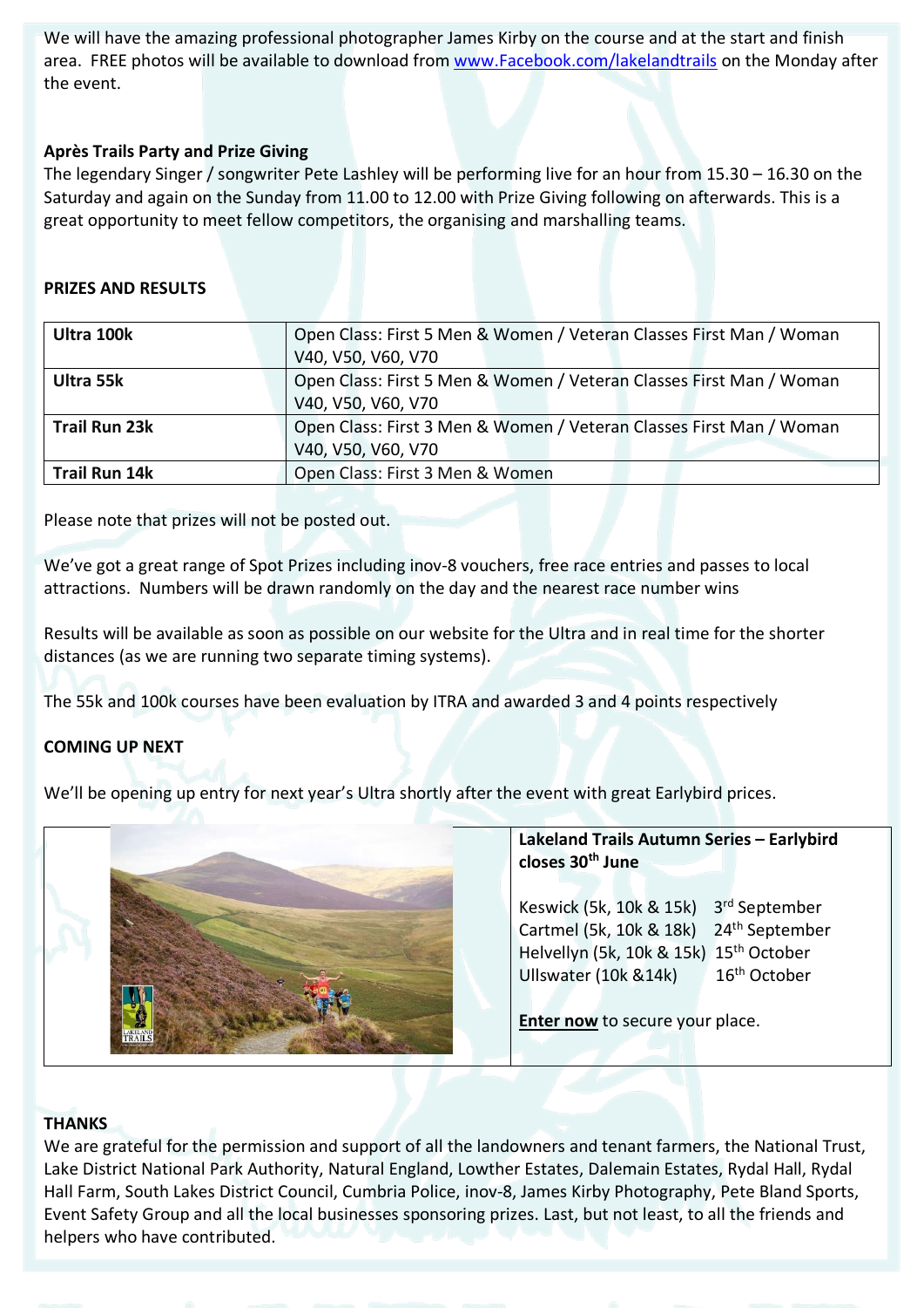We will have the amazing professional photographer James Kirby on the course and at the start and finish area. FREE photos will be available to download from [www.Facebook.com/lakelandtrails](www.Facebook.com/lakelandtrails) on the Monday after the event.

**Après Trails Party and Prize Giving**

The legendary Singer / songwriter Pete Lashley will be performing live for an hour from 15.30 – 16.30 on the Saturday and again on the Sunday from 11.00 to 12.00 with Prize Giving following on afterwards. This is a great opportunity to meet fellow competitors, the organising and marshalling teams.

**PRIZES AND RESULTS**

| | |
|---|---|
| **Ultra 100k** | Open Class: First 5 Men & Women / Veteran Classes First Man / Woman V40, V50, V60, V70 |
| **Ultra 55k** | Open Class: First 5 Men & Women / Veteran Classes First Man / Woman V40, V50, V60, V70 |
| **Trail Run 23k** | Open Class: First 3 Men & Women / Veteran Classes First Man / Woman V40, V50, V60, V70 |
| **Trail Run 14k** | Open Class: First 3 Men & Women |

Please note that prizes will not be posted out.

We've got a great range of Spot Prizes including inov-8 vouchers, free race entries and passes to local attractions. Numbers will be drawn randomly on the day and the nearest race number wins

Results will be available as soon as possible on our website for the Ultra and in real time for the shorter distances (as we are running two separate timing systems).

The 55k and 100k courses have been evaluation by ITRA and awarded 3 and 4 points respectively

**COMING UP NEXT**

We'll be opening up entry for next year's Ultra shortly after the event with great Earlybird prices.

**Lakeland Trails Autumn Series – Earlybird closes 30th June**

| | |
|---|---|
| Keswick (5k, 10k & 15k) | 3rd September |
| Cartmel (5k, 10k & 18k) | 24th September |
| Helvellyn (5k, 10k & 15k) | 15th October |
| Ullswater (10k &14k) | 16th October |

**Enter now** to secure your place.

**THANKS**

We are grateful for the permission and support of all the landowners and tenant farmers, the National Trust, Lake District National Park Authority, Natural England, Lowther Estates, Dalemain Estates, Rydal Hall, Rydal Hall Farm, South Lakes District Council, Cumbria Police, inov-8, James Kirby Photography, Pete Bland Sports, Event Safety Group and all the local businesses sponsoring prizes. Last, but not least, to all the friends and helpers who have contributed.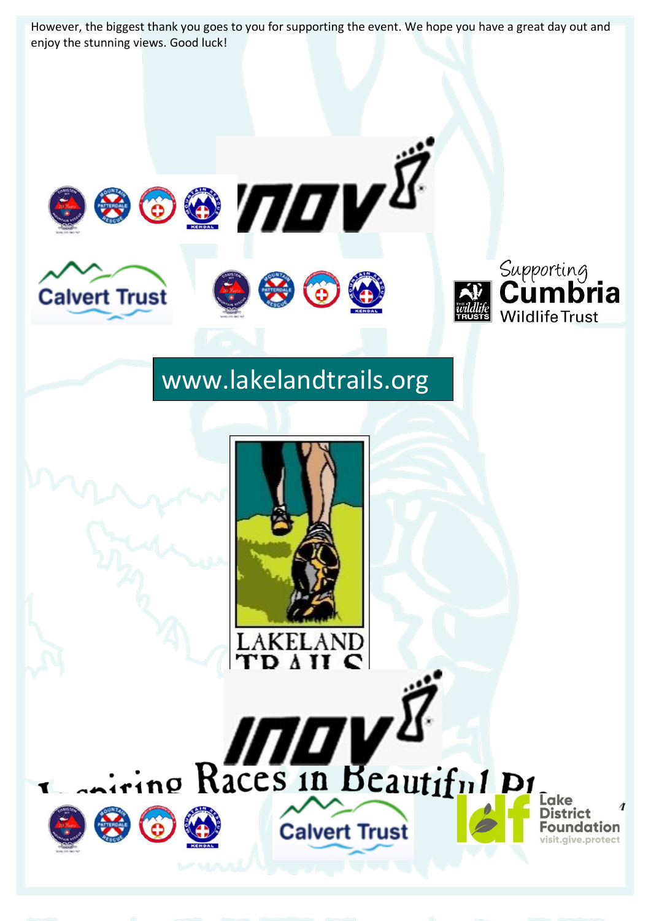However, the biggest thank you goes to you for supporting the event. We hope you have a great day out and enjoy the stunning views. Good luck!

www.lakelandtrails.org